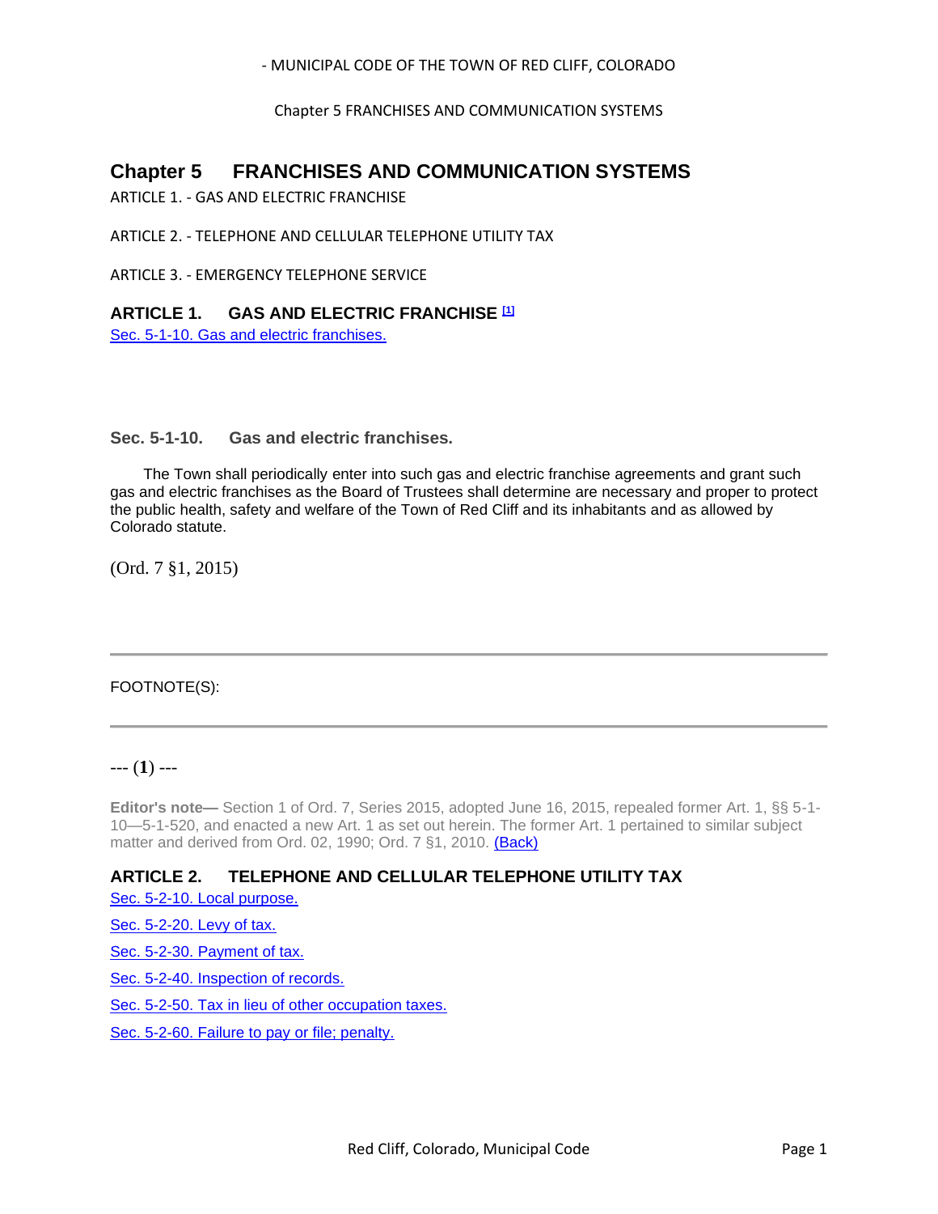# Chapter 5 FRANCHISES AND COMMUNICATION SYSTEMS

ARTICLE 1. - GAS AND ELECTRIC FRANCHISE

ARTICLE 2. - TELEPHONE AND CELLULAR TELEPHONE UTILITY TAX

ARTICLE 3. - EMERGENCY TELEPHONE SERVICE

## ARTICLE 1. GAS AND ELECTRIC FRANCHISE [1]

Sec. 5-1-10. Gas and electric franchises.

### Sec. 5-1-10. Gas and electric franchises.

The Town shall periodically enter into such gas and electric franchise agreements and grant such gas and electric franchises as the Board of Trustees shall determine are necessary and proper to protect the public health, safety and welfare of the Town of Red Cliff and its inhabitants and as allowed by Colorado statute.

(Ord. 7 §1, 2015)

---

FOOTNOTE(S):

---

--- (**1**) ---

**Editor's note—** Section 1 of Ord. 7, Series 2015, adopted June 16, 2015, repealed former Art. 1, §§ 5-1-10—5-1-520, and enacted a new Art. 1 as set out herein. The former Art. 1 pertained to similar subject matter and derived from Ord. 02, 1990; Ord. 7 §1, 2010. (Back)

## ARTICLE 2. TELEPHONE AND CELLULAR TELEPHONE UTILITY TAX

Sec. 5-2-10. Local purpose.

Sec. 5-2-20. Levy of tax.

Sec. 5-2-30. Payment of tax.

Sec. 5-2-40. Inspection of records.

Sec. 5-2-50. Tax in lieu of other occupation taxes.

Sec. 5-2-60. Failure to pay or file; penalty.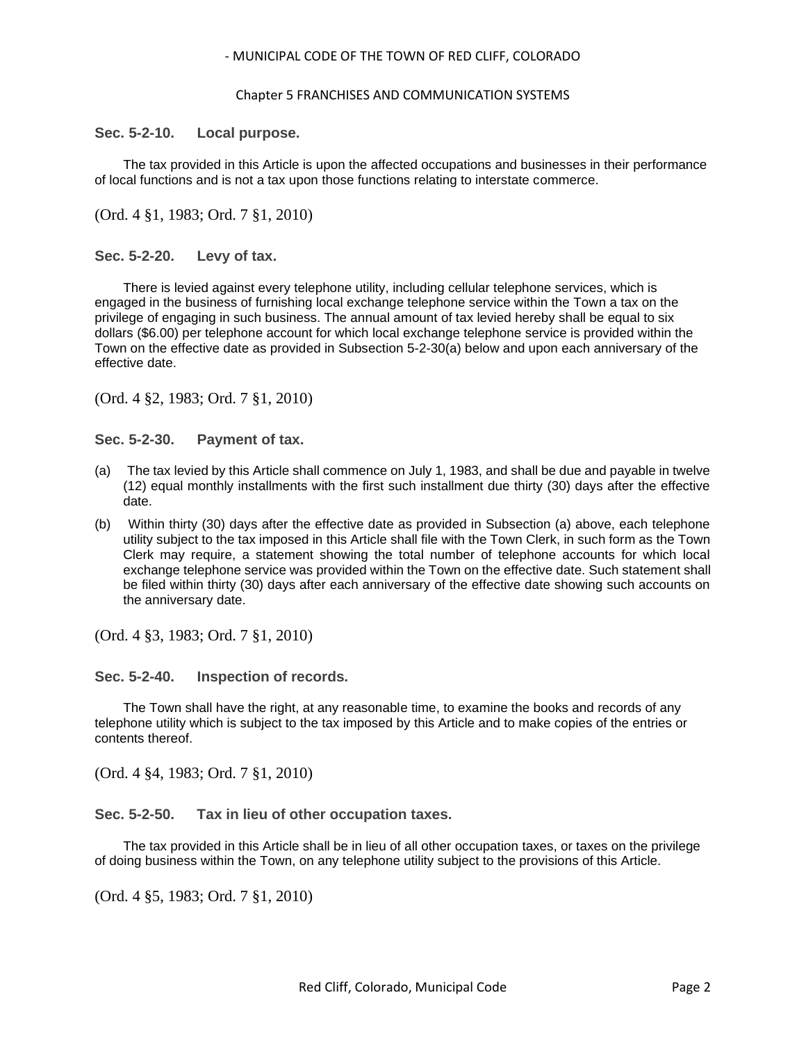### Sec. 5-2-10. Local purpose.

The tax provided in this Article is upon the affected occupations and businesses in their performance of local functions and is not a tax upon those functions relating to interstate commerce.

(Ord. 4 §1, 1983; Ord. 7 §1, 2010)

### Sec. 5-2-20. Levy of tax.

There is levied against every telephone utility, including cellular telephone services, which is engaged in the business of furnishing local exchange telephone service within the Town a tax on the privilege of engaging in such business. The annual amount of tax levied hereby shall be equal to six dollars ($6.00) per telephone account for which local exchange telephone service is provided within the Town on the effective date as provided in Subsection 5-2-30(a) below and upon each anniversary of the effective date.

(Ord. 4 §2, 1983; Ord. 7 §1, 2010)

### Sec. 5-2-30. Payment of tax.

(a) The tax levied by this Article shall commence on July 1, 1983, and shall be due and payable in twelve (12) equal monthly installments with the first such installment due thirty (30) days after the effective date.

(b) Within thirty (30) days after the effective date as provided in Subsection (a) above, each telephone utility subject to the tax imposed in this Article shall file with the Town Clerk, in such form as the Town Clerk may require, a statement showing the total number of telephone accounts for which local exchange telephone service was provided within the Town on the effective date. Such statement shall be filed within thirty (30) days after each anniversary of the effective date showing such accounts on the anniversary date.

(Ord. 4 §3, 1983; Ord. 7 §1, 2010)

### Sec. 5-2-40. Inspection of records.

The Town shall have the right, at any reasonable time, to examine the books and records of any telephone utility which is subject to the tax imposed by this Article and to make copies of the entries or contents thereof.

(Ord. 4 §4, 1983; Ord. 7 §1, 2010)

### Sec. 5-2-50. Tax in lieu of other occupation taxes.

The tax provided in this Article shall be in lieu of all other occupation taxes, or taxes on the privilege of doing business within the Town, on any telephone utility subject to the provisions of this Article.

(Ord. 4 §5, 1983; Ord. 7 §1, 2010)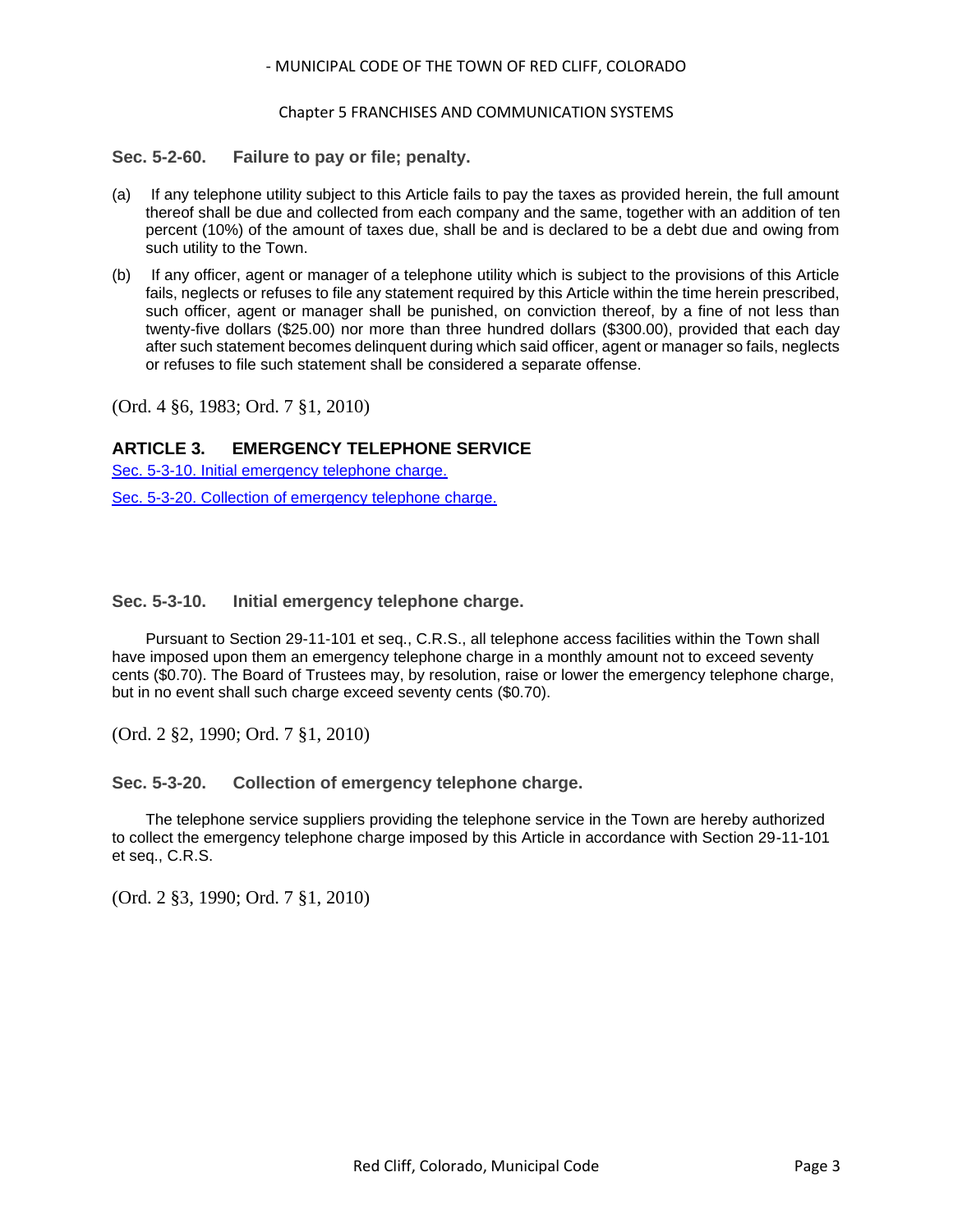### Sec. 5-2-60. Failure to pay or file; penalty.

(a) If any telephone utility subject to this Article fails to pay the taxes as provided herein, the full amount thereof shall be due and collected from each company and the same, together with an addition of ten percent (10%) of the amount of taxes due, shall be and is declared to be a debt due and owing from such utility to the Town.

(b) If any officer, agent or manager of a telephone utility which is subject to the provisions of this Article fails, neglects or refuses to file any statement required by this Article within the time herein prescribed, such officer, agent or manager shall be punished, on conviction thereof, by a fine of not less than twenty-five dollars ($25.00) nor more than three hundred dollars ($300.00), provided that each day after such statement becomes delinquent during which said officer, agent or manager so fails, neglects or refuses to file such statement shall be considered a separate offense.

(Ord. 4 §6, 1983; Ord. 7 §1, 2010)

## ARTICLE 3. EMERGENCY TELEPHONE SERVICE

Sec. 5-3-10. Initial emergency telephone charge.

Sec. 5-3-20. Collection of emergency telephone charge.

### Sec. 5-3-10. Initial emergency telephone charge.

Pursuant to Section 29-11-101 et seq., C.R.S., all telephone access facilities within the Town shall have imposed upon them an emergency telephone charge in a monthly amount not to exceed seventy cents ($0.70). The Board of Trustees may, by resolution, raise or lower the emergency telephone charge, but in no event shall such charge exceed seventy cents ($0.70).

(Ord. 2 §2, 1990; Ord. 7 §1, 2010)

### Sec. 5-3-20. Collection of emergency telephone charge.

The telephone service suppliers providing the telephone service in the Town are hereby authorized to collect the emergency telephone charge imposed by this Article in accordance with Section 29-11-101 et seq., C.R.S.

(Ord. 2 §3, 1990; Ord. 7 §1, 2010)